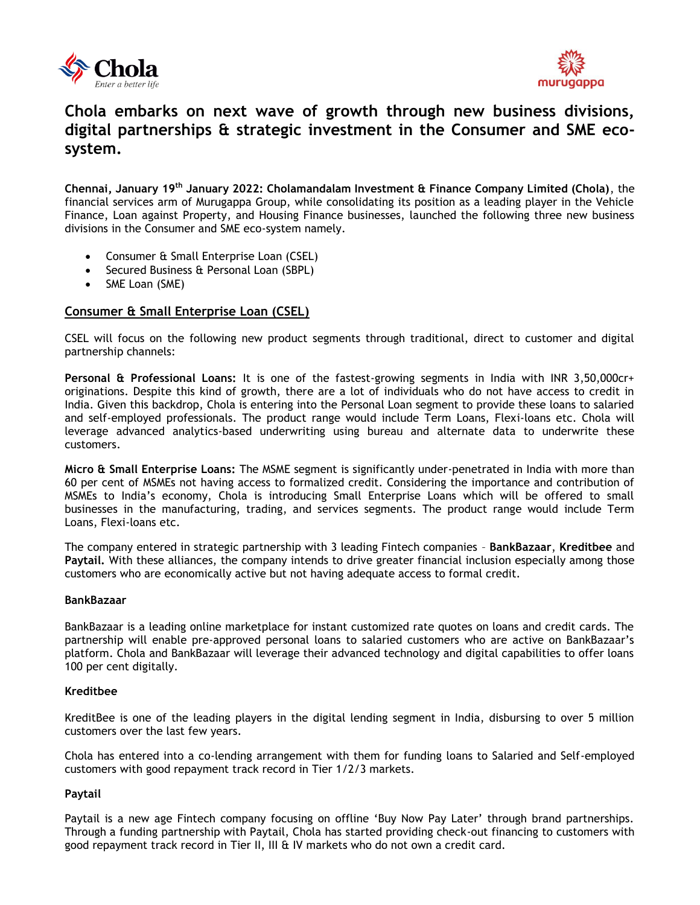# Chola embarks on next wave of growth through new business divisions, digital partnerships & strategic investment in the Consumer and SME eco-system.

**Chennai, January 19th January 2022: Cholamandalam Investment & Finance Company Limited (Chola)**, the financial services arm of Murugappa Group, while consolidating its position as a leading player in the Vehicle Finance, Loan against Property, and Housing Finance businesses, launched the following three new business divisions in the Consumer and SME eco-system namely.

- Consumer & Small Enterprise Loan (CSEL)
- Secured Business & Personal Loan (SBPL)
- SME Loan (SME)

## Consumer & Small Enterprise Loan (CSEL)

CSEL will focus on the following new product segments through traditional, direct to customer and digital partnership channels:

**Personal & Professional Loans:** It is one of the fastest-growing segments in India with INR 3,50,000cr+ originations. Despite this kind of growth, there are a lot of individuals who do not have access to credit in India. Given this backdrop, Chola is entering into the Personal Loan segment to provide these loans to salaried and self-employed professionals. The product range would include Term Loans, Flexi-loans etc. Chola will leverage advanced analytics-based underwriting using bureau and alternate data to underwrite these customers.

**Micro & Small Enterprise Loans:** The MSME segment is significantly under-penetrated in India with more than 60 per cent of MSMEs not having access to formalized credit. Considering the importance and contribution of MSMEs to India's economy, Chola is introducing Small Enterprise Loans which will be offered to small businesses in the manufacturing, trading, and services segments. The product range would include Term Loans, Flexi-loans etc.

The company entered in strategic partnership with 3 leading Fintech companies – **BankBazaar**, **Kreditbee** and **Paytail.** With these alliances, the company intends to drive greater financial inclusion especially among those customers who are economically active but not having adequate access to formal credit.

### BankBazaar

BankBazaar is a leading online marketplace for instant customized rate quotes on loans and credit cards. The partnership will enable pre-approved personal loans to salaried customers who are active on BankBazaar's platform. Chola and BankBazaar will leverage their advanced technology and digital capabilities to offer loans 100 per cent digitally.

### Kreditbee

KreditBee is one of the leading players in the digital lending segment in India, disbursing to over 5 million customers over the last few years.

Chola has entered into a co-lending arrangement with them for funding loans to Salaried and Self-employed customers with good repayment track record in Tier 1/2/3 markets.

### Paytail

Paytail is a new age Fintech company focusing on offline 'Buy Now Pay Later' through brand partnerships. Through a funding partnership with Paytail, Chola has started providing check-out financing to customers with good repayment track record in Tier II, III & IV markets who do not own a credit card.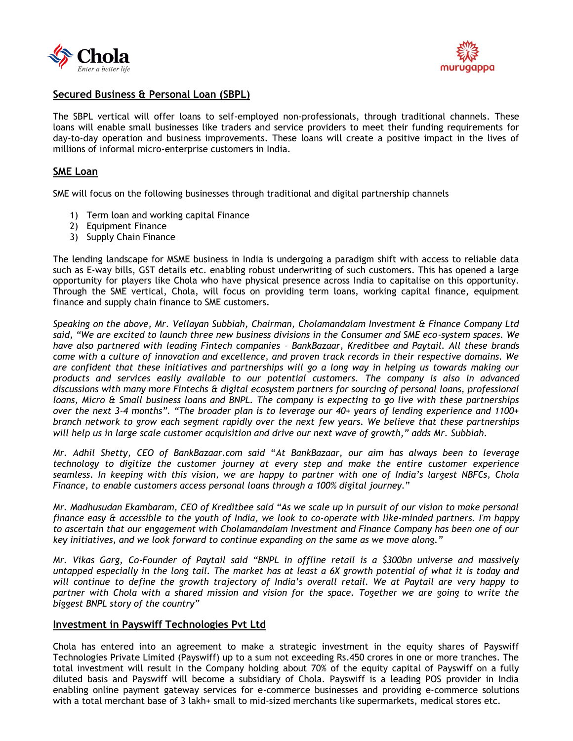## Secured Business & Personal Loan (SBPL)

The SBPL vertical will offer loans to self-employed non-professionals, through traditional channels. These loans will enable small businesses like traders and service providers to meet their funding requirements for day-to-day operation and business improvements. These loans will create a positive impact in the lives of millions of informal micro-enterprise customers in India.

## SME Loan

SME will focus on the following businesses through traditional and digital partnership channels

1) Term loan and working capital Finance
2) Equipment Finance
3) Supply Chain Finance

The lending landscape for MSME business in India is undergoing a paradigm shift with access to reliable data such as E-way bills, GST details etc. enabling robust underwriting of such customers. This has opened a large opportunity for players like Chola who have physical presence across India to capitalise on this opportunity. Through the SME vertical, Chola, will focus on providing term loans, working capital finance, equipment finance and supply chain finance to SME customers.

*Speaking on the above, Mr. Vellayan Subbiah, Chairman, Cholamandalam Investment & Finance Company Ltd said, "We are excited to launch three new business divisions in the Consumer and SME eco-system spaces. We have also partnered with leading Fintech companies – BankBazaar, Kreditbee and Paytail. All these brands come with a culture of innovation and excellence, and proven track records in their respective domains. We are confident that these initiatives and partnerships will go a long way in helping us towards making our products and services easily available to our potential customers. The company is also in advanced discussions with many more Fintechs & digital ecosystem partners for sourcing of personal loans, professional loans, Micro & Small business loans and BNPL. The company is expecting to go live with these partnerships over the next 3-4 months". "The broader plan is to leverage our 40+ years of lending experience and 1100+ branch network to grow each segment rapidly over the next few years. We believe that these partnerships will help us in large scale customer acquisition and drive our next wave of growth," adds Mr. Subbiah.*

*Mr. Adhil Shetty, CEO of BankBazaar.com said "At BankBazaar, our aim has always been to leverage technology to digitize the customer journey at every step and make the entire customer experience seamless. In keeping with this vision, we are happy to partner with one of India's largest NBFCs, Chola Finance, to enable customers access personal loans through a 100% digital journey."*

*Mr. Madhusudan Ekambaram, CEO of Kreditbee said "As we scale up in pursuit of our vision to make personal finance easy & accessible to the youth of India, we look to co-operate with like-minded partners. I'm happy to ascertain that our engagement with Cholamandalam Investment and Finance Company has been one of our key initiatives, and we look forward to continue expanding on the same as we move along."*

*Mr. Vikas Garg, Co-Founder of Paytail said "BNPL in offline retail is a $300bn universe and massively untapped especially in the long tail. The market has at least a 6X growth potential of what it is today and will continue to define the growth trajectory of India's overall retail. We at Paytail are very happy to partner with Chola with a shared mission and vision for the space. Together we are going to write the biggest BNPL story of the country"*

## Investment in Payswiff Technologies Pvt Ltd

Chola has entered into an agreement to make a strategic investment in the equity shares of Payswiff Technologies Private Limited (Payswiff) up to a sum not exceeding Rs.450 crores in one or more tranches. The total investment will result in the Company holding about 70% of the equity capital of Payswiff on a fully diluted basis and Payswiff will become a subsidiary of Chola. Payswiff is a leading POS provider in India enabling online payment gateway services for e-commerce businesses and providing e-commerce solutions with a total merchant base of 3 lakh+ small to mid-sized merchants like supermarkets, medical stores etc.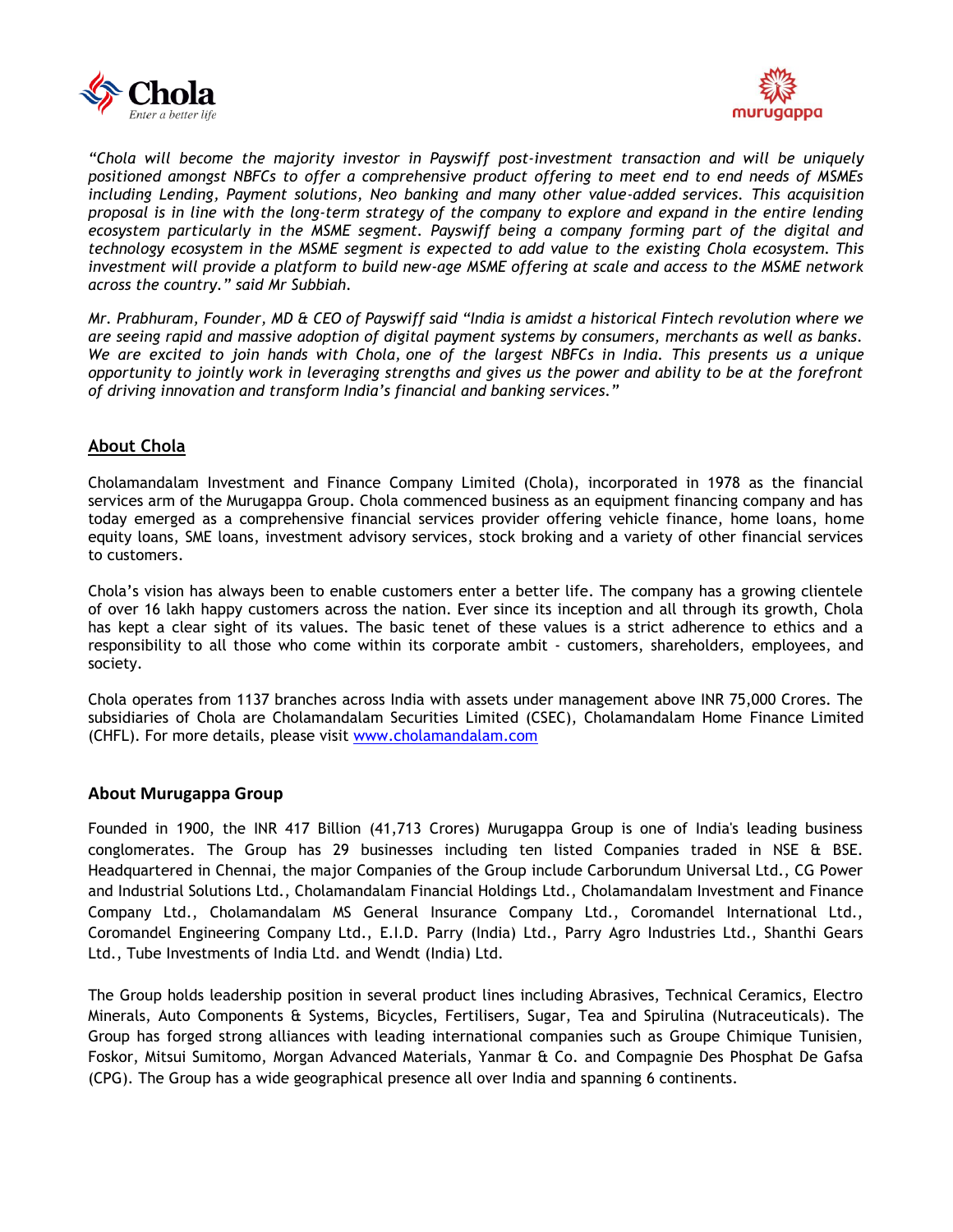*"Chola will become the majority investor in Payswiff post-investment transaction and will be uniquely positioned amongst NBFCs to offer a comprehensive product offering to meet end to end needs of MSMEs including Lending, Payment solutions, Neo banking and many other value-added services. This acquisition proposal is in line with the long-term strategy of the company to explore and expand in the entire lending ecosystem particularly in the MSME segment. Payswiff being a company forming part of the digital and technology ecosystem in the MSME segment is expected to add value to the existing Chola ecosystem. This investment will provide a platform to build new-age MSME offering at scale and access to the MSME network across the country." said Mr Subbiah.*

*Mr. Prabhuram, Founder, MD & CEO of Payswiff said "India is amidst a historical Fintech revolution where we are seeing rapid and massive adoption of digital payment systems by consumers, merchants as well as banks. We are excited to join hands with Chola, one of the largest NBFCs in India. This presents us a unique opportunity to jointly work in leveraging strengths and gives us the power and ability to be at the forefront of driving innovation and transform India's financial and banking services."*

## About Chola

Cholamandalam Investment and Finance Company Limited (Chola), incorporated in 1978 as the financial services arm of the Murugappa Group. Chola commenced business as an equipment financing company and has today emerged as a comprehensive financial services provider offering vehicle finance, home loans, home equity loans, SME loans, investment advisory services, stock broking and a variety of other financial services to customers.

Chola's vision has always been to enable customers enter a better life. The company has a growing clientele of over 16 lakh happy customers across the nation. Ever since its inception and all through its growth, Chola has kept a clear sight of its values. The basic tenet of these values is a strict adherence to ethics and a responsibility to all those who come within its corporate ambit - customers, shareholders, employees, and society.

Chola operates from 1137 branches across India with assets under management above INR 75,000 Crores. The subsidiaries of Chola are Cholamandalam Securities Limited (CSEC), Cholamandalam Home Finance Limited (CHFL). For more details, please visit [www.cholamandalam.com](www.cholamandalam.com)

## About Murugappa Group

Founded in 1900, the INR 417 Billion (41,713 Crores) Murugappa Group is one of India's leading business conglomerates. The Group has 29 businesses including ten listed Companies traded in NSE & BSE. Headquartered in Chennai, the major Companies of the Group include Carborundum Universal Ltd., CG Power and Industrial Solutions Ltd., Cholamandalam Financial Holdings Ltd., Cholamandalam Investment and Finance Company Ltd., Cholamandalam MS General Insurance Company Ltd., Coromandel International Ltd., Coromandel Engineering Company Ltd., E.I.D. Parry (India) Ltd., Parry Agro Industries Ltd., Shanthi Gears Ltd., Tube Investments of India Ltd. and Wendt (India) Ltd.

The Group holds leadership position in several product lines including Abrasives, Technical Ceramics, Electro Minerals, Auto Components & Systems, Bicycles, Fertilisers, Sugar, Tea and Spirulina (Nutraceuticals). The Group has forged strong alliances with leading international companies such as Groupe Chimique Tunisien, Foskor, Mitsui Sumitomo, Morgan Advanced Materials, Yanmar & Co. and Compagnie Des Phosphat De Gafsa (CPG). The Group has a wide geographical presence all over India and spanning 6 continents.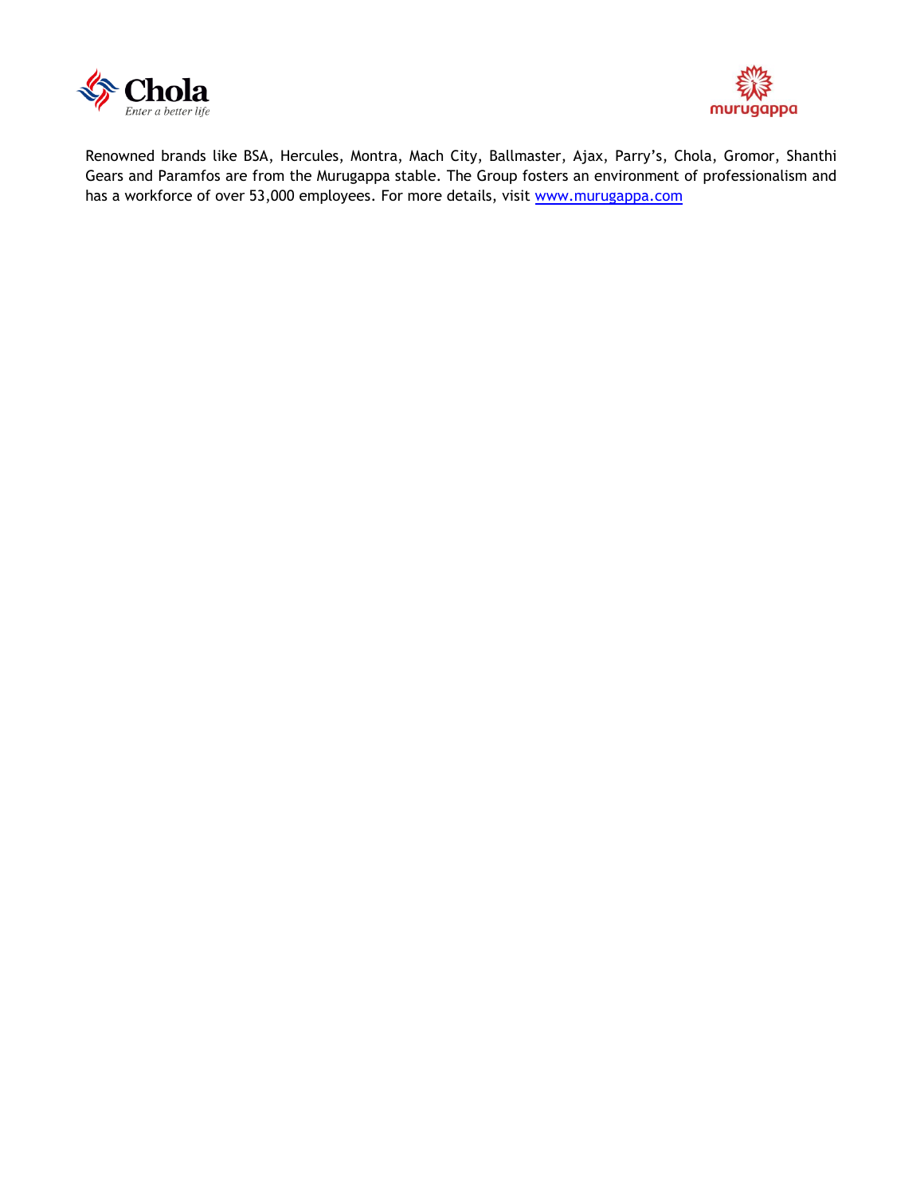Renowned brands like BSA, Hercules, Montra, Mach City, Ballmaster, Ajax, Parry's, Chola, Gromor, Shanthi Gears and Paramfos are from the Murugappa stable. The Group fosters an environment of professionalism and has a workforce of over 53,000 employees. For more details, visit www.murugappa.com